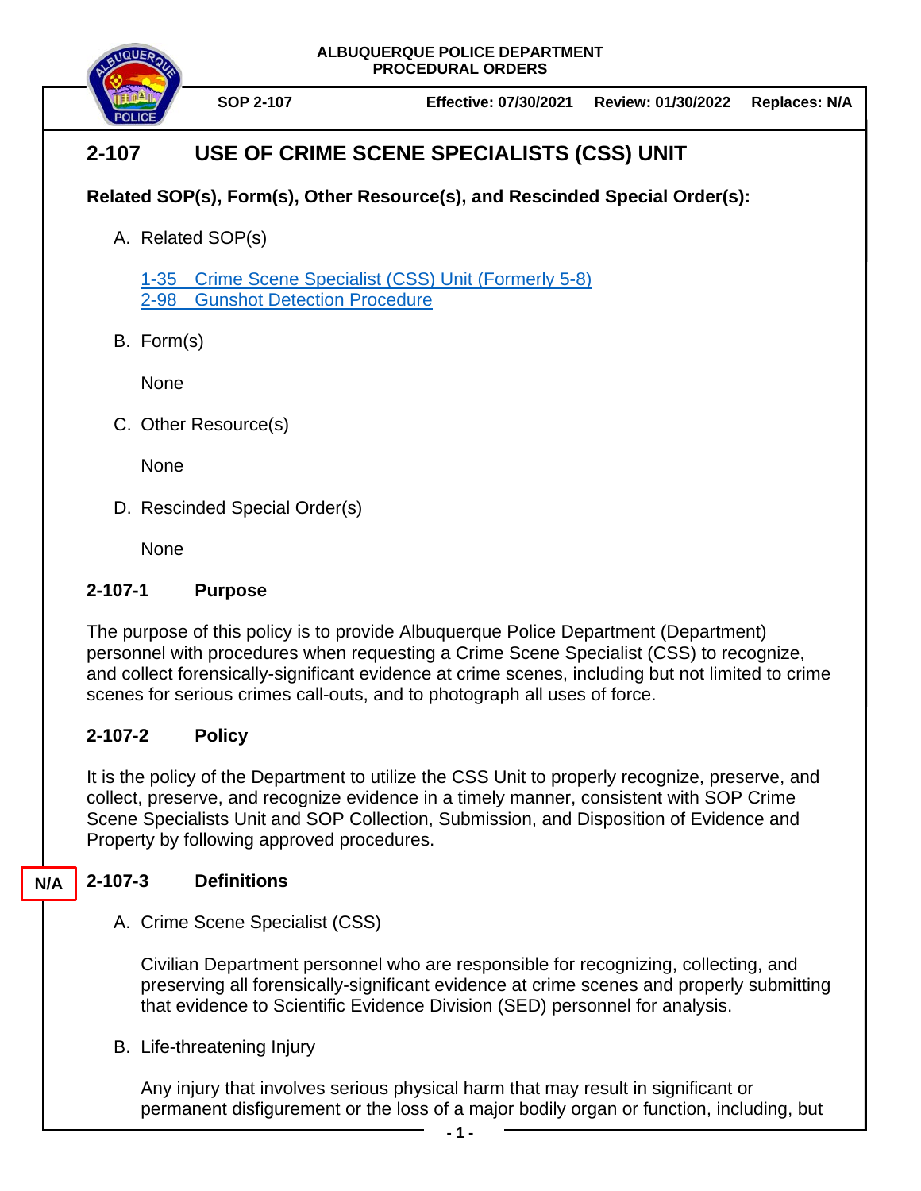ALBUQUERQUE POLICE DEPARTMENT
PROCEDURAL ORDERS

**SOP 2-107** **Effective: 07/30/2021** **Review: 01/30/2022** **Replaces: N/A**

# 2-107 USE OF CRIME SCENE SPECIALISTS (CSS) UNIT

**Related SOP(s), Form(s), Other Resource(s), and Rescinded Special Order(s):**

A. Related SOP(s)

[1-35 Crime Scene Specialist (CSS) Unit (Formerly 5-8)]
[2-98 Gunshot Detection Procedure]

B. Form(s)

None

C. Other Resource(s)

None

D. Rescinded Special Order(s)

None

## 2-107-1 Purpose

The purpose of this policy is to provide Albuquerque Police Department (Department) personnel with procedures when requesting a Crime Scene Specialist (CSS) to recognize, and collect forensically-significant evidence at crime scenes, including but not limited to crime scenes for serious crimes call-outs, and to photograph all uses of force.

## 2-107-2 Policy

It is the policy of the Department to utilize the CSS Unit to properly recognize, preserve, and collect, preserve, and recognize evidence in a timely manner, consistent with SOP Crime Scene Specialists Unit and SOP Collection, Submission, and Disposition of Evidence and Property by following approved procedures.

N/A

## 2-107-3 Definitions

A. Crime Scene Specialist (CSS)

Civilian Department personnel who are responsible for recognizing, collecting, and preserving all forensically-significant evidence at crime scenes and properly submitting that evidence to Scientific Evidence Division (SED) personnel for analysis.

B. Life-threatening Injury

Any injury that involves serious physical harm that may result in significant or permanent disfigurement or the loss of a major bodily organ or function, including, but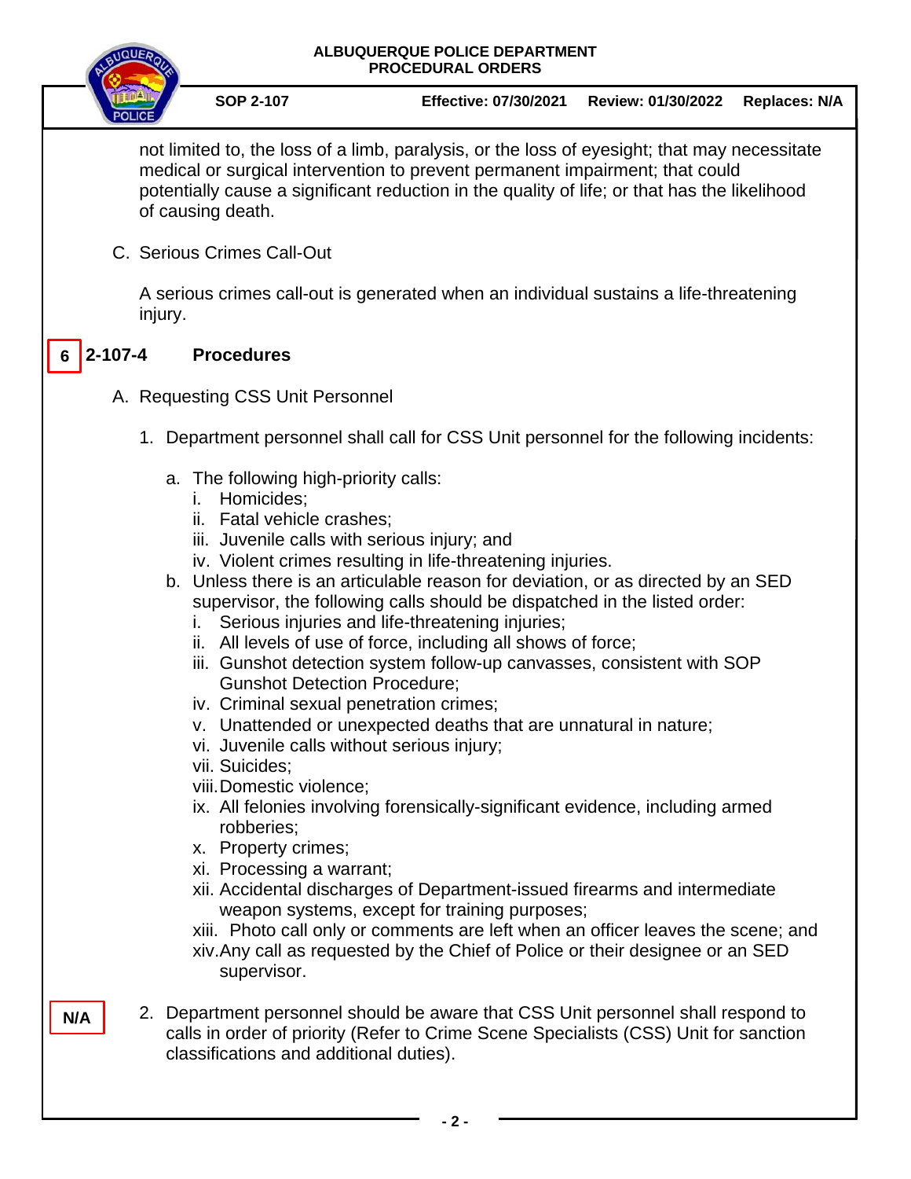not limited to, the loss of a limb, paralysis, or the loss of eyesight; that may necessitate medical or surgical intervention to prevent permanent impairment; that could potentially cause a significant reduction in the quality of life; or that has the likelihood of causing death.

C. Serious Crimes Call-Out

A serious crimes call-out is generated when an individual sustains a life-threatening injury.

## 6 2-107-4 Procedures

A. Requesting CSS Unit Personnel

1. Department personnel shall call for CSS Unit personnel for the following incidents:

   a. The following high-priority calls:
      i. Homicides;
      ii. Fatal vehicle crashes;
      iii. Juvenile calls with serious injury; and
      iv. Violent crimes resulting in life-threatening injuries.

   b. Unless there is an articulable reason for deviation, or as directed by an SED supervisor, the following calls should be dispatched in the listed order:
      i. Serious injuries and life-threatening injuries;
      ii. All levels of use of force, including all shows of force;
      iii. Gunshot detection system follow-up canvasses, consistent with SOP Gunshot Detection Procedure;
      iv. Criminal sexual penetration crimes;
      v. Unattended or unexpected deaths that are unnatural in nature;
      vi. Juvenile calls without serious injury;
      vii. Suicides;
      viii. Domestic violence;
      ix. All felonies involving forensically-significant evidence, including armed robberies;
      x. Property crimes;
      xi. Processing a warrant;
      xii. Accidental discharges of Department-issued firearms and intermediate weapon systems, except for training purposes;
      xiii. Photo call only or comments are left when an officer leaves the scene; and
      xiv. Any call as requested by the Chief of Police or their designee or an SED supervisor.

N/A

2. Department personnel should be aware that CSS Unit personnel shall respond to calls in order of priority (Refer to Crime Scene Specialists (CSS) Unit for sanction classifications and additional duties).